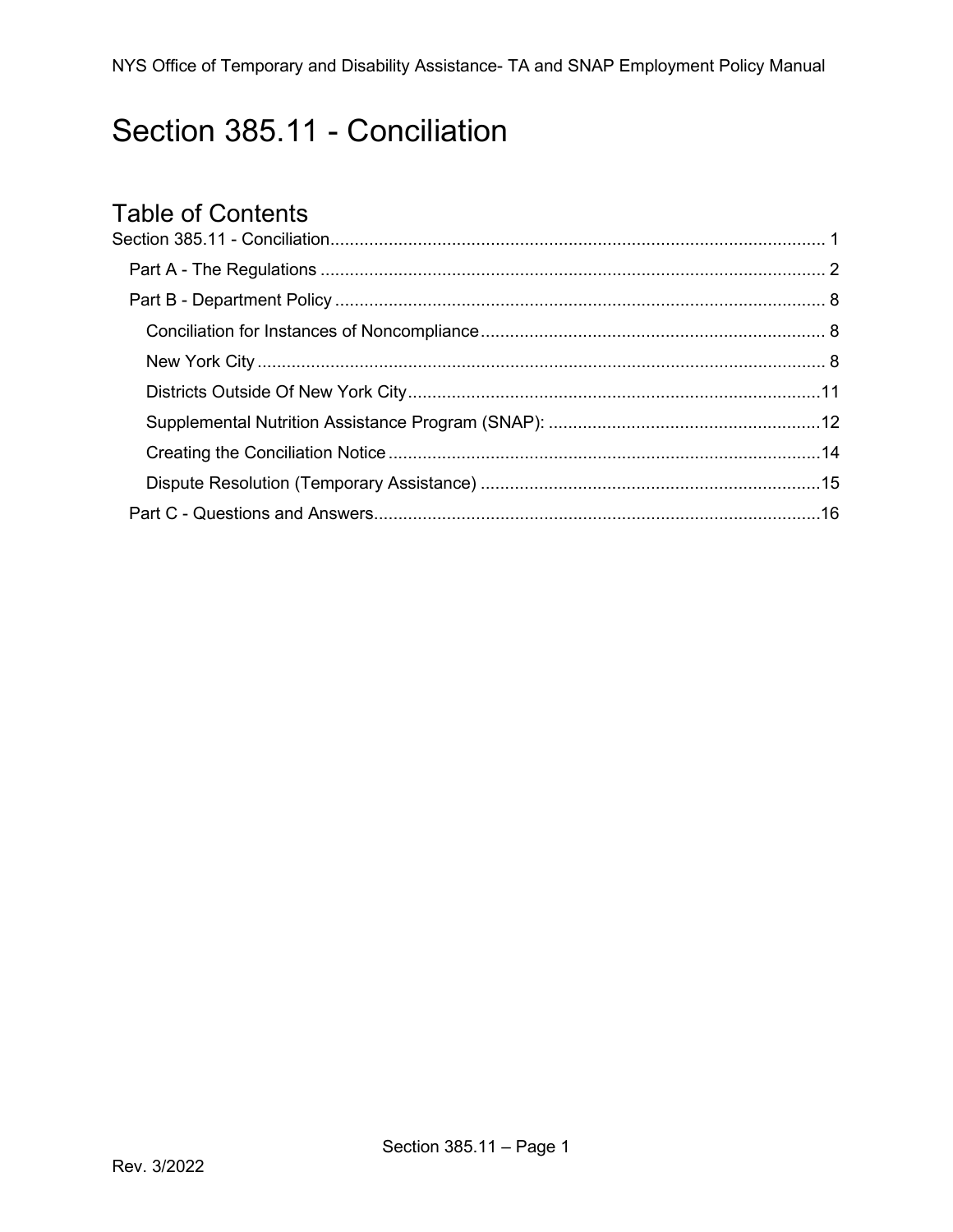# Section 385.11 - Conciliation

## Table of Contents

Section 385.11 - Conciliation ..... 1

- Part A - The Regulations ..... 2
- Part B - Department Policy ..... 8
  - Conciliation for Instances of Noncompliance ..... 8
  - New York City ..... 8
  - Districts Outside Of New York City ..... 11
  - Supplemental Nutrition Assistance Program (SNAP): ..... 12
  - Creating the Conciliation Notice ..... 14
  - Dispute Resolution (Temporary Assistance) ..... 15
- Part C - Questions and Answers ..... 16

Rev. 3/2022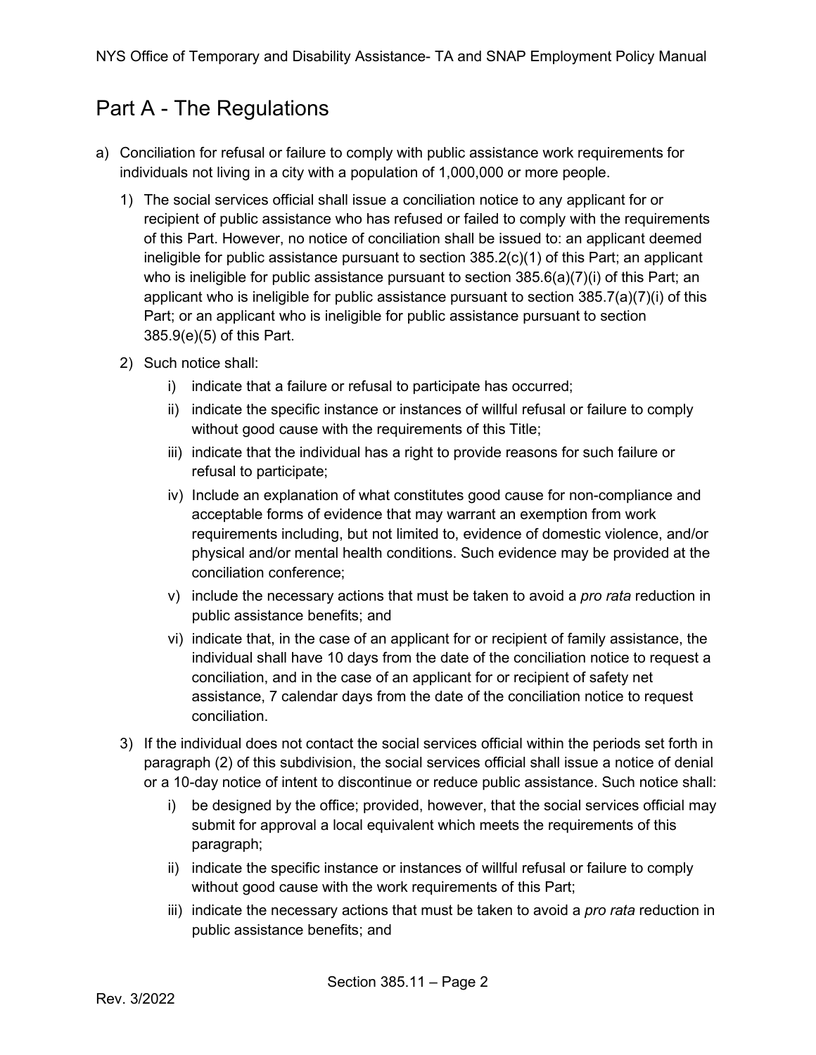# Part A - The Regulations

a) Conciliation for refusal or failure to comply with public assistance work requirements for individuals not living in a city with a population of 1,000,000 or more people.

   1) The social services official shall issue a conciliation notice to any applicant for or recipient of public assistance who has refused or failed to comply with the requirements of this Part. However, no notice of conciliation shall be issued to: an applicant deemed ineligible for public assistance pursuant to section 385.2(c)(1) of this Part; an applicant who is ineligible for public assistance pursuant to section 385.6(a)(7)(i) of this Part; an applicant who is ineligible for public assistance pursuant to section 385.7(a)(7)(i) of this Part; or an applicant who is ineligible for public assistance pursuant to section 385.9(e)(5) of this Part.

   2) Such notice shall:

      i) indicate that a failure or refusal to participate has occurred;

      ii) indicate the specific instance or instances of willful refusal or failure to comply without good cause with the requirements of this Title;

      iii) indicate that the individual has a right to provide reasons for such failure or refusal to participate;

      iv) Include an explanation of what constitutes good cause for non-compliance and acceptable forms of evidence that may warrant an exemption from work requirements including, but not limited to, evidence of domestic violence, and/or physical and/or mental health conditions. Such evidence may be provided at the conciliation conference;

      v) include the necessary actions that must be taken to avoid a *pro rata* reduction in public assistance benefits; and

      vi) indicate that, in the case of an applicant for or recipient of family assistance, the individual shall have 10 days from the date of the conciliation notice to request a conciliation, and in the case of an applicant for or recipient of safety net assistance, 7 calendar days from the date of the conciliation notice to request conciliation.

   3) If the individual does not contact the social services official within the periods set forth in paragraph (2) of this subdivision, the social services official shall issue a notice of denial or a 10-day notice of intent to discontinue or reduce public assistance. Such notice shall:

      i) be designed by the office; provided, however, that the social services official may submit for approval a local equivalent which meets the requirements of this paragraph;

      ii) indicate the specific instance or instances of willful refusal or failure to comply without good cause with the work requirements of this Part;

      iii) indicate the necessary actions that must be taken to avoid a *pro rata* reduction in public assistance benefits; and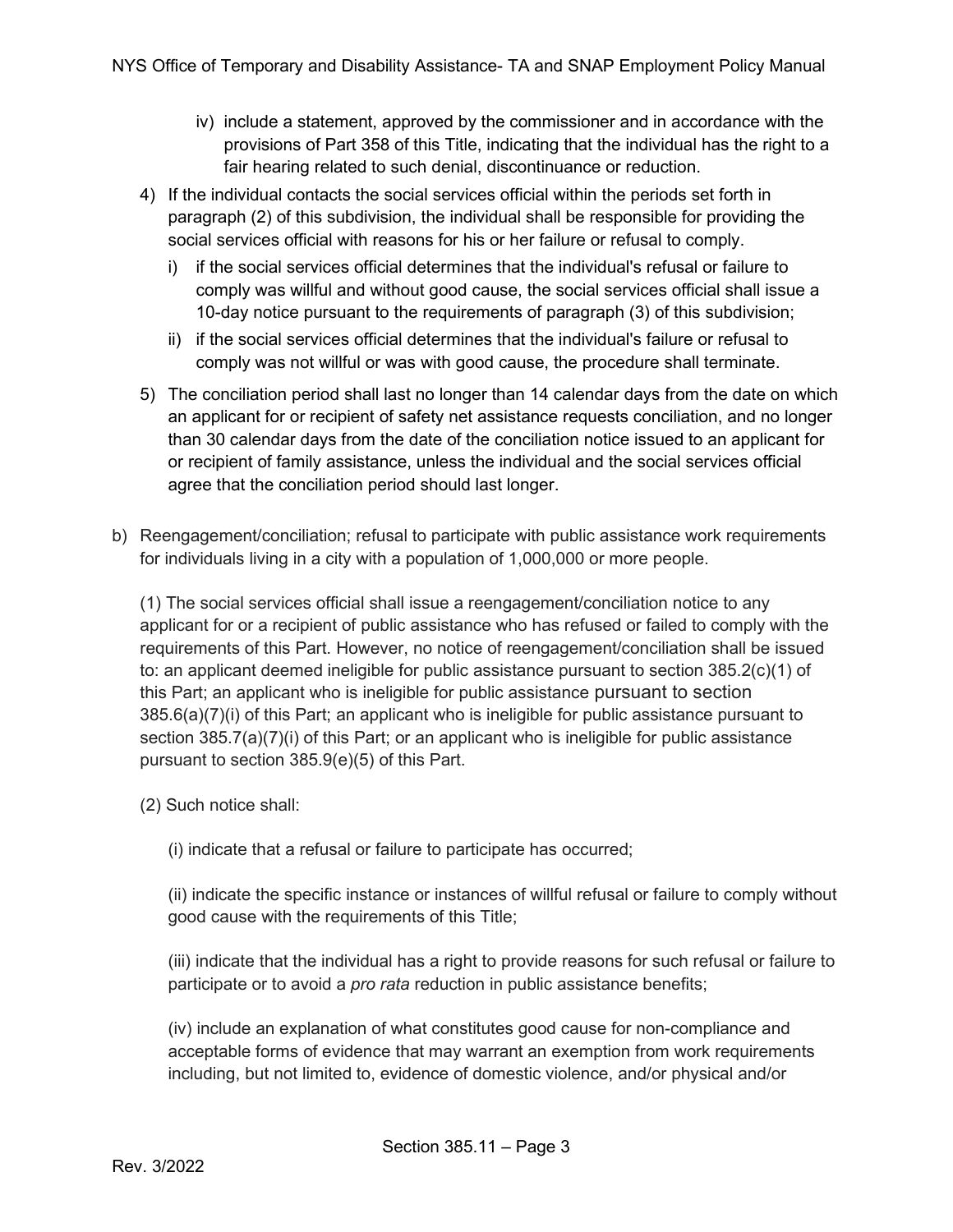iv) include a statement, approved by the commissioner and in accordance with the provisions of Part 358 of this Title, indicating that the individual has the right to a fair hearing related to such denial, discontinuance or reduction.

4) If the individual contacts the social services official within the periods set forth in paragraph (2) of this subdivision, the individual shall be responsible for providing the social services official with reasons for his or her failure or refusal to comply.

   i) if the social services official determines that the individual's refusal or failure to comply was willful and without good cause, the social services official shall issue a 10-day notice pursuant to the requirements of paragraph (3) of this subdivision;

   ii) if the social services official determines that the individual's failure or refusal to comply was not willful or was with good cause, the procedure shall terminate.

5) The conciliation period shall last no longer than 14 calendar days from the date on which an applicant for or recipient of safety net assistance requests conciliation, and no longer than 30 calendar days from the date of the conciliation notice issued to an applicant for or recipient of family assistance, unless the individual and the social services official agree that the conciliation period should last longer.

b) Reengagement/conciliation; refusal to participate with public assistance work requirements for individuals living in a city with a population of 1,000,000 or more people.

   (1) The social services official shall issue a reengagement/conciliation notice to any applicant for or a recipient of public assistance who has refused or failed to comply with the requirements of this Part. However, no notice of reengagement/conciliation shall be issued to: an applicant deemed ineligible for public assistance pursuant to section 385.2(c)(1) of this Part; an applicant who is ineligible for public assistance pursuant to section 385.6(a)(7)(i) of this Part; an applicant who is ineligible for public assistance pursuant to section 385.7(a)(7)(i) of this Part; or an applicant who is ineligible for public assistance pursuant to section 385.9(e)(5) of this Part.

   (2) Such notice shall:

      (i) indicate that a refusal or failure to participate has occurred;

      (ii) indicate the specific instance or instances of willful refusal or failure to comply without good cause with the requirements of this Title;

      (iii) indicate that the individual has a right to provide reasons for such refusal or failure to participate or to avoid a *pro rata* reduction in public assistance benefits;

      (iv) include an explanation of what constitutes good cause for non-compliance and acceptable forms of evidence that may warrant an exemption from work requirements including, but not limited to, evidence of domestic violence, and/or physical and/or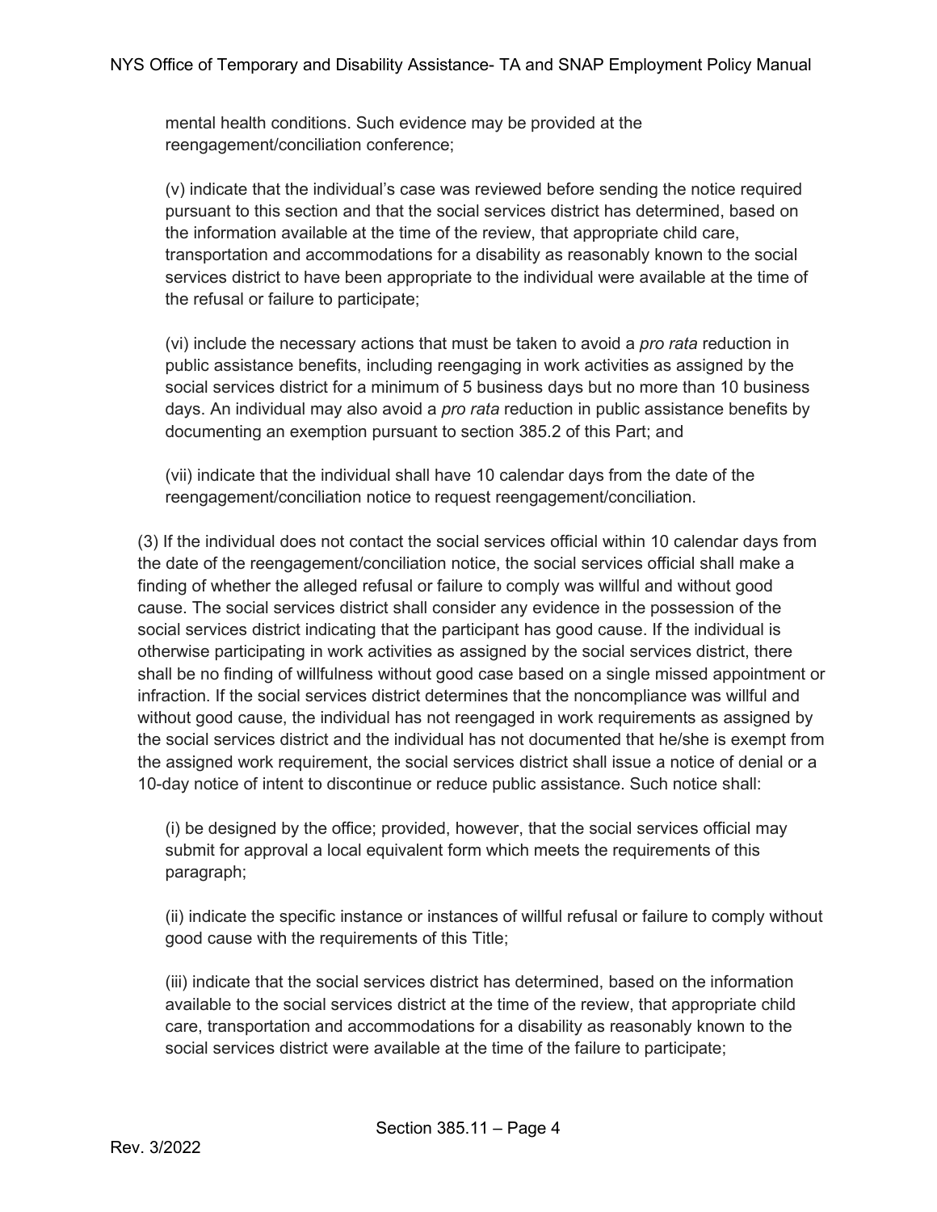mental health conditions. Such evidence may be provided at the reengagement/conciliation conference;

(v) indicate that the individual's case was reviewed before sending the notice required pursuant to this section and that the social services district has determined, based on the information available at the time of the review, that appropriate child care, transportation and accommodations for a disability as reasonably known to the social services district to have been appropriate to the individual were available at the time of the refusal or failure to participate;

(vi) include the necessary actions that must be taken to avoid a *pro rata* reduction in public assistance benefits, including reengaging in work activities as assigned by the social services district for a minimum of 5 business days but no more than 10 business days. An individual may also avoid a *pro rata* reduction in public assistance benefits by documenting an exemption pursuant to section 385.2 of this Part; and

(vii) indicate that the individual shall have 10 calendar days from the date of the reengagement/conciliation notice to request reengagement/conciliation.

(3) If the individual does not contact the social services official within 10 calendar days from the date of the reengagement/conciliation notice, the social services official shall make a finding of whether the alleged refusal or failure to comply was willful and without good cause. The social services district shall consider any evidence in the possession of the social services district indicating that the participant has good cause. If the individual is otherwise participating in work activities as assigned by the social services district, there shall be no finding of willfulness without good case based on a single missed appointment or infraction. If the social services district determines that the noncompliance was willful and without good cause, the individual has not reengaged in work requirements as assigned by the social services district and the individual has not documented that he/she is exempt from the assigned work requirement, the social services district shall issue a notice of denial or a 10-day notice of intent to discontinue or reduce public assistance. Such notice shall:

(i) be designed by the office; provided, however, that the social services official may submit for approval a local equivalent form which meets the requirements of this paragraph;

(ii) indicate the specific instance or instances of willful refusal or failure to comply without good cause with the requirements of this Title;

(iii) indicate that the social services district has determined, based on the information available to the social services district at the time of the review, that appropriate child care, transportation and accommodations for a disability as reasonably known to the social services district were available at the time of the failure to participate;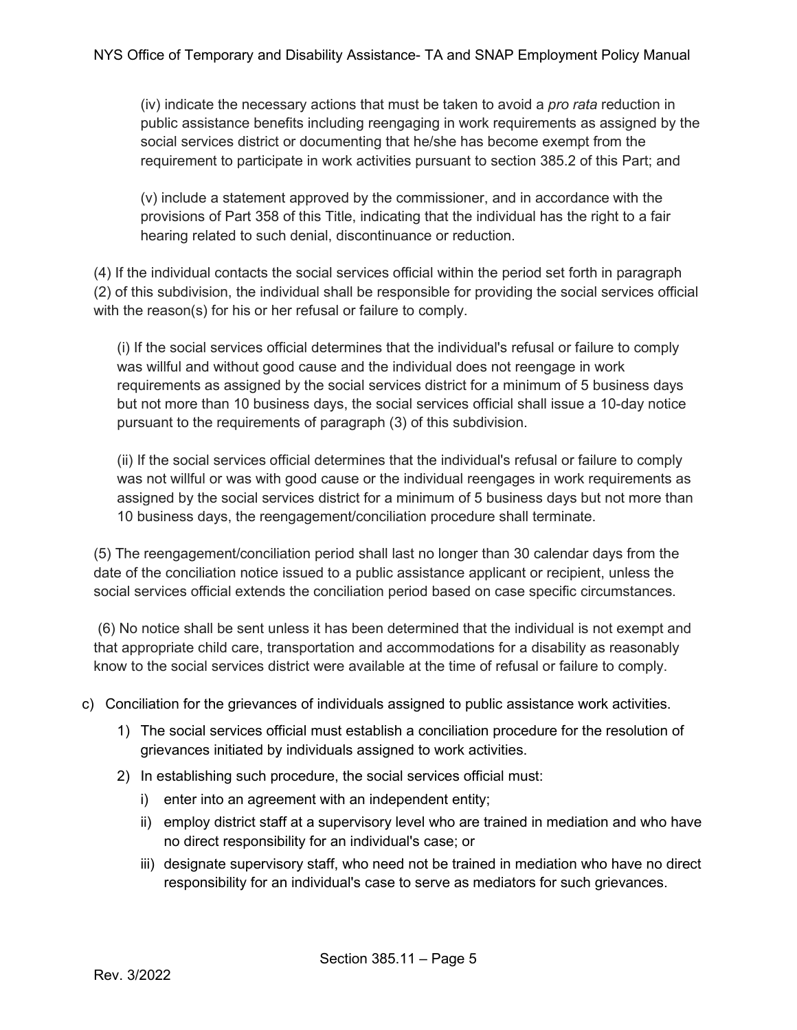(iv) indicate the necessary actions that must be taken to avoid a *pro rata* reduction in public assistance benefits including reengaging in work requirements as assigned by the social services district or documenting that he/she has become exempt from the requirement to participate in work activities pursuant to section 385.2 of this Part; and

(v) include a statement approved by the commissioner, and in accordance with the provisions of Part 358 of this Title, indicating that the individual has the right to a fair hearing related to such denial, discontinuance or reduction.

(4) If the individual contacts the social services official within the period set forth in paragraph (2) of this subdivision, the individual shall be responsible for providing the social services official with the reason(s) for his or her refusal or failure to comply.

(i) If the social services official determines that the individual's refusal or failure to comply was willful and without good cause and the individual does not reengage in work requirements as assigned by the social services district for a minimum of 5 business days but not more than 10 business days, the social services official shall issue a 10-day notice pursuant to the requirements of paragraph (3) of this subdivision.

(ii) If the social services official determines that the individual's refusal or failure to comply was not willful or was with good cause or the individual reengages in work requirements as assigned by the social services district for a minimum of 5 business days but not more than 10 business days, the reengagement/conciliation procedure shall terminate.

(5) The reengagement/conciliation period shall last no longer than 30 calendar days from the date of the conciliation notice issued to a public assistance applicant or recipient, unless the social services official extends the conciliation period based on case specific circumstances.

(6) No notice shall be sent unless it has been determined that the individual is not exempt and that appropriate child care, transportation and accommodations for a disability as reasonably know to the social services district were available at the time of refusal or failure to comply.

c) Conciliation for the grievances of individuals assigned to public assistance work activities.

1) The social services official must establish a conciliation procedure for the resolution of grievances initiated by individuals assigned to work activities.

2) In establishing such procedure, the social services official must:

   i) enter into an agreement with an independent entity;

   ii) employ district staff at a supervisory level who are trained in mediation and who have no direct responsibility for an individual's case; or

   iii) designate supervisory staff, who need not be trained in mediation who have no direct responsibility for an individual's case to serve as mediators for such grievances.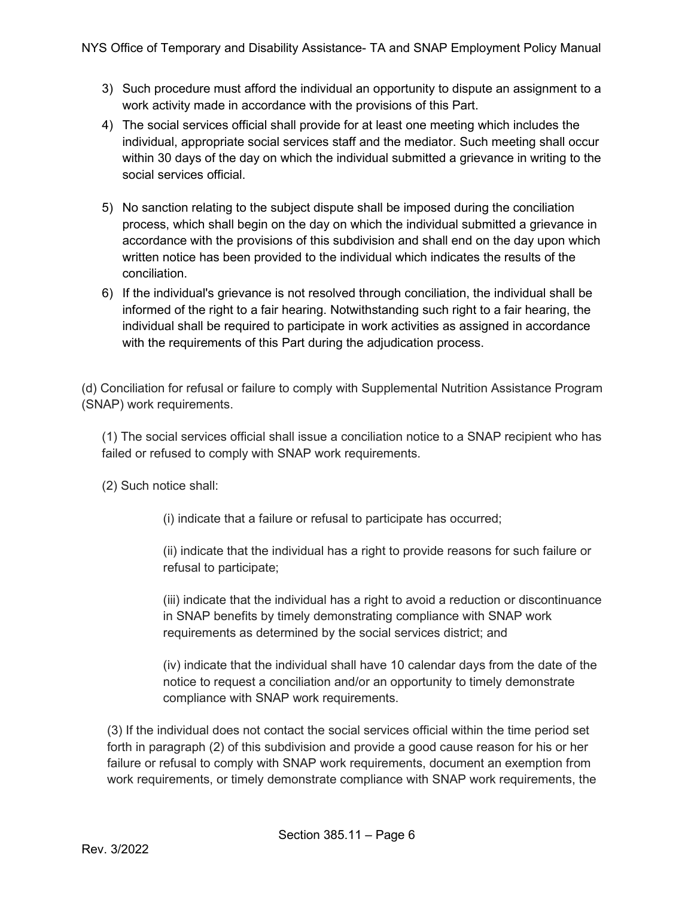3) Such procedure must afford the individual an opportunity to dispute an assignment to a work activity made in accordance with the provisions of this Part.
4) The social services official shall provide for at least one meeting which includes the individual, appropriate social services staff and the mediator. Such meeting shall occur within 30 days of the day on which the individual submitted a grievance in writing to the social services official.
5) No sanction relating to the subject dispute shall be imposed during the conciliation process, which shall begin on the day on which the individual submitted a grievance in accordance with the provisions of this subdivision and shall end on the day upon which written notice has been provided to the individual which indicates the results of the conciliation.
6) If the individual's grievance is not resolved through conciliation, the individual shall be informed of the right to a fair hearing. Notwithstanding such right to a fair hearing, the individual shall be required to participate in work activities as assigned in accordance with the requirements of this Part during the adjudication process.

(d) Conciliation for refusal or failure to comply with Supplemental Nutrition Assistance Program (SNAP) work requirements.

(1) The social services official shall issue a conciliation notice to a SNAP recipient who has failed or refused to comply with SNAP work requirements.

(2) Such notice shall:

(i) indicate that a failure or refusal to participate has occurred;

(ii) indicate that the individual has a right to provide reasons for such failure or refusal to participate;

(iii) indicate that the individual has a right to avoid a reduction or discontinuance in SNAP benefits by timely demonstrating compliance with SNAP work requirements as determined by the social services district; and

(iv) indicate that the individual shall have 10 calendar days from the date of the notice to request a conciliation and/or an opportunity to timely demonstrate compliance with SNAP work requirements.

(3) If the individual does not contact the social services official within the time period set forth in paragraph (2) of this subdivision and provide a good cause reason for his or her failure or refusal to comply with SNAP work requirements, document an exemption from work requirements, or timely demonstrate compliance with SNAP work requirements, the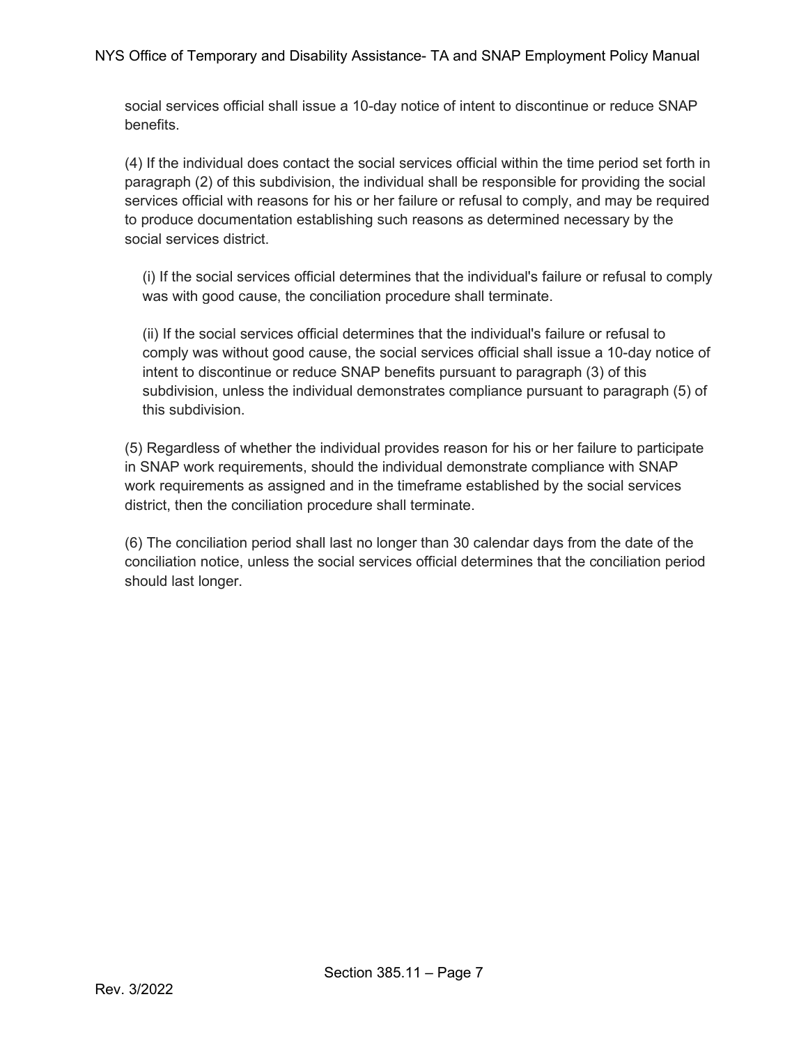social services official shall issue a 10-day notice of intent to discontinue or reduce SNAP benefits.

(4) If the individual does contact the social services official within the time period set forth in paragraph (2) of this subdivision, the individual shall be responsible for providing the social services official with reasons for his or her failure or refusal to comply, and may be required to produce documentation establishing such reasons as determined necessary by the social services district.

(i) If the social services official determines that the individual's failure or refusal to comply was with good cause, the conciliation procedure shall terminate.

(ii) If the social services official determines that the individual's failure or refusal to comply was without good cause, the social services official shall issue a 10-day notice of intent to discontinue or reduce SNAP benefits pursuant to paragraph (3) of this subdivision, unless the individual demonstrates compliance pursuant to paragraph (5) of this subdivision.

(5) Regardless of whether the individual provides reason for his or her failure to participate in SNAP work requirements, should the individual demonstrate compliance with SNAP work requirements as assigned and in the timeframe established by the social services district, then the conciliation procedure shall terminate.

(6) The conciliation period shall last no longer than 30 calendar days from the date of the conciliation notice, unless the social services official determines that the conciliation period should last longer.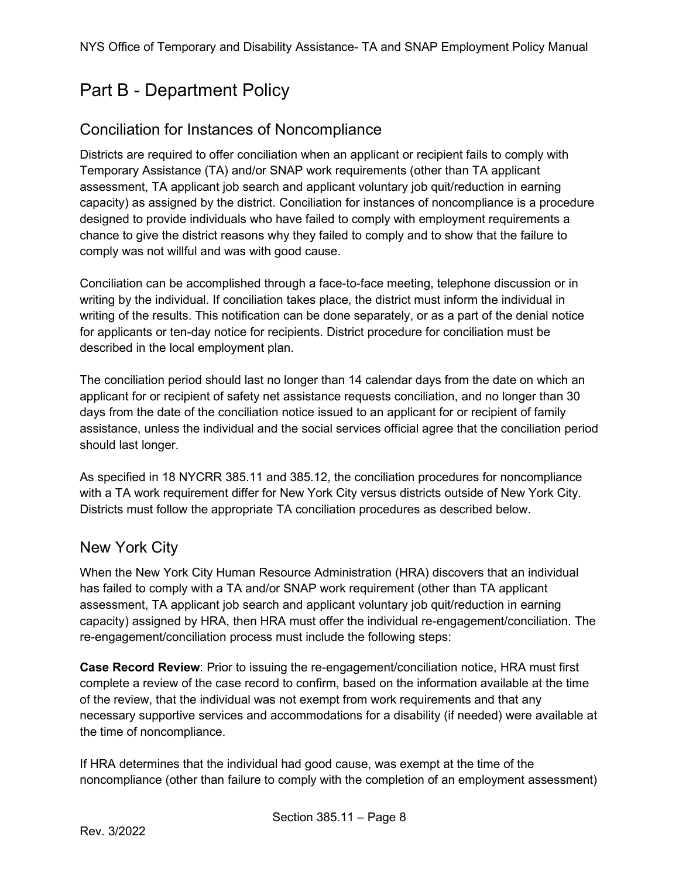# Part B - Department Policy

## Conciliation for Instances of Noncompliance

Districts are required to offer conciliation when an applicant or recipient fails to comply with Temporary Assistance (TA) and/or SNAP work requirements (other than TA applicant assessment, TA applicant job search and applicant voluntary job quit/reduction in earning capacity) as assigned by the district. Conciliation for instances of noncompliance is a procedure designed to provide individuals who have failed to comply with employment requirements a chance to give the district reasons why they failed to comply and to show that the failure to comply was not willful and was with good cause.

Conciliation can be accomplished through a face-to-face meeting, telephone discussion or in writing by the individual. If conciliation takes place, the district must inform the individual in writing of the results. This notification can be done separately, or as a part of the denial notice for applicants or ten-day notice for recipients. District procedure for conciliation must be described in the local employment plan.

The conciliation period should last no longer than 14 calendar days from the date on which an applicant for or recipient of safety net assistance requests conciliation, and no longer than 30 days from the date of the conciliation notice issued to an applicant for or recipient of family assistance, unless the individual and the social services official agree that the conciliation period should last longer.

As specified in 18 NYCRR 385.11 and 385.12, the conciliation procedures for noncompliance with a TA work requirement differ for New York City versus districts outside of New York City. Districts must follow the appropriate TA conciliation procedures as described below.

## New York City

When the New York City Human Resource Administration (HRA) discovers that an individual has failed to comply with a TA and/or SNAP work requirement (other than TA applicant assessment, TA applicant job search and applicant voluntary job quit/reduction in earning capacity) assigned by HRA, then HRA must offer the individual re-engagement/conciliation. The re-engagement/conciliation process must include the following steps:

**Case Record Review**: Prior to issuing the re-engagement/conciliation notice, HRA must first complete a review of the case record to confirm, based on the information available at the time of the review, that the individual was not exempt from work requirements and that any necessary supportive services and accommodations for a disability (if needed) were available at the time of noncompliance.

If HRA determines that the individual had good cause, was exempt at the time of the noncompliance (other than failure to comply with the completion of an employment assessment)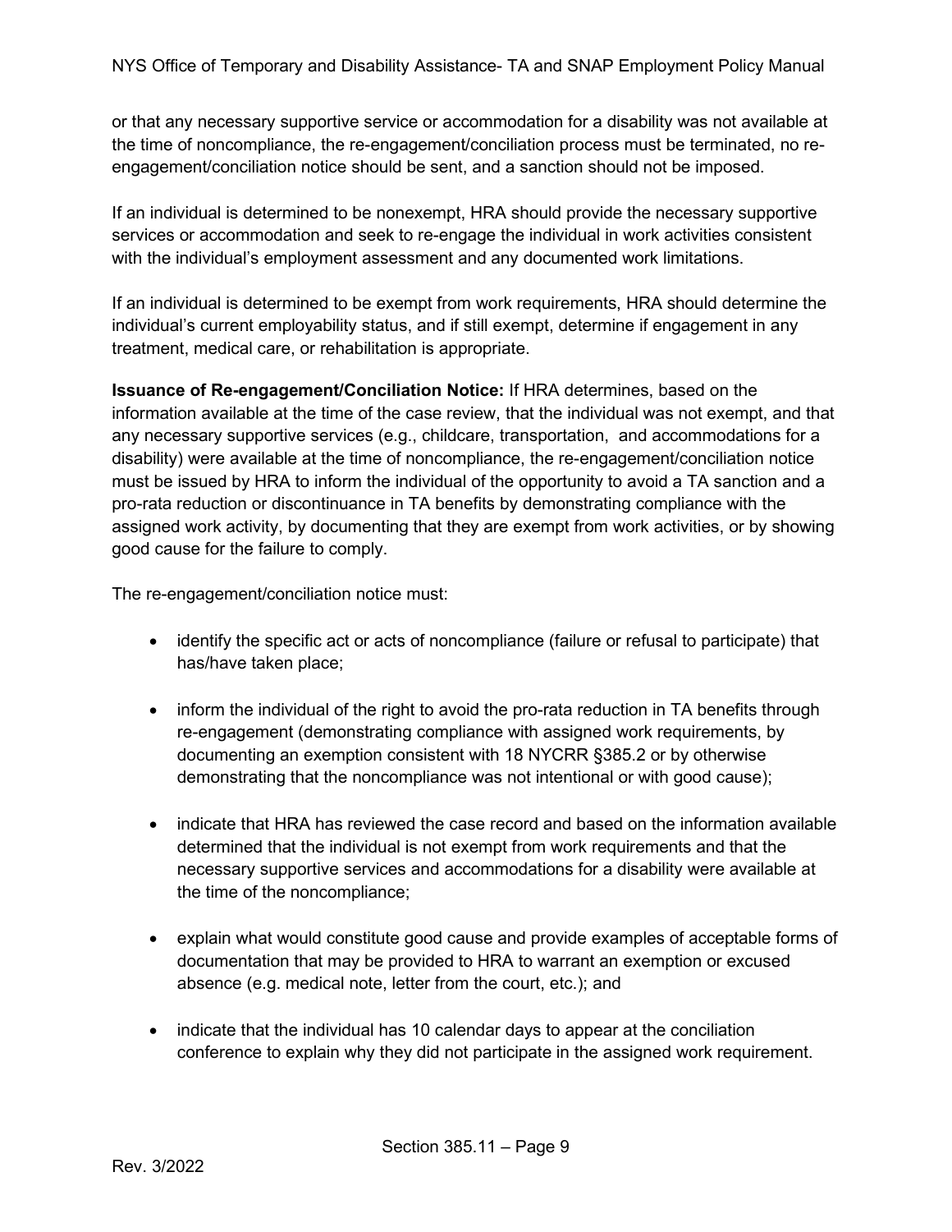or that any necessary supportive service or accommodation for a disability was not available at the time of noncompliance, the re-engagement/conciliation process must be terminated, no re-engagement/conciliation notice should be sent, and a sanction should not be imposed.

If an individual is determined to be nonexempt, HRA should provide the necessary supportive services or accommodation and seek to re-engage the individual in work activities consistent with the individual's employment assessment and any documented work limitations.

If an individual is determined to be exempt from work requirements, HRA should determine the individual's current employability status, and if still exempt, determine if engagement in any treatment, medical care, or rehabilitation is appropriate.

**Issuance of Re-engagement/Conciliation Notice:** If HRA determines, based on the information available at the time of the case review, that the individual was not exempt, and that any necessary supportive services (e.g., childcare, transportation, and accommodations for a disability) were available at the time of noncompliance, the re-engagement/conciliation notice must be issued by HRA to inform the individual of the opportunity to avoid a TA sanction and a pro-rata reduction or discontinuance in TA benefits by demonstrating compliance with the assigned work activity, by documenting that they are exempt from work activities, or by showing good cause for the failure to comply.

The re-engagement/conciliation notice must:

- identify the specific act or acts of noncompliance (failure or refusal to participate) that has/have taken place;
- inform the individual of the right to avoid the pro-rata reduction in TA benefits through re-engagement (demonstrating compliance with assigned work requirements, by documenting an exemption consistent with 18 NYCRR §385.2 or by otherwise demonstrating that the noncompliance was not intentional or with good cause);
- indicate that HRA has reviewed the case record and based on the information available determined that the individual is not exempt from work requirements and that the necessary supportive services and accommodations for a disability were available at the time of the noncompliance;
- explain what would constitute good cause and provide examples of acceptable forms of documentation that may be provided to HRA to warrant an exemption or excused absence (e.g. medical note, letter from the court, etc.); and
- indicate that the individual has 10 calendar days to appear at the conciliation conference to explain why they did not participate in the assigned work requirement.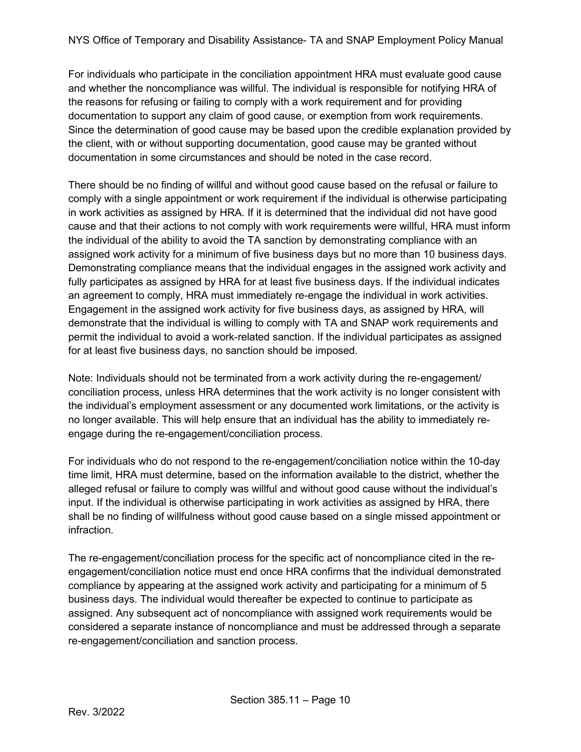For individuals who participate in the conciliation appointment HRA must evaluate good cause and whether the noncompliance was willful. The individual is responsible for notifying HRA of the reasons for refusing or failing to comply with a work requirement and for providing documentation to support any claim of good cause, or exemption from work requirements. Since the determination of good cause may be based upon the credible explanation provided by the client, with or without supporting documentation, good cause may be granted without documentation in some circumstances and should be noted in the case record.

There should be no finding of willful and without good cause based on the refusal or failure to comply with a single appointment or work requirement if the individual is otherwise participating in work activities as assigned by HRA. If it is determined that the individual did not have good cause and that their actions to not comply with work requirements were willful, HRA must inform the individual of the ability to avoid the TA sanction by demonstrating compliance with an assigned work activity for a minimum of five business days but no more than 10 business days. Demonstrating compliance means that the individual engages in the assigned work activity and fully participates as assigned by HRA for at least five business days. If the individual indicates an agreement to comply, HRA must immediately re-engage the individual in work activities. Engagement in the assigned work activity for five business days, as assigned by HRA, will demonstrate that the individual is willing to comply with TA and SNAP work requirements and permit the individual to avoid a work-related sanction. If the individual participates as assigned for at least five business days, no sanction should be imposed.

Note: Individuals should not be terminated from a work activity during the re-engagement/conciliation process, unless HRA determines that the work activity is no longer consistent with the individual's employment assessment or any documented work limitations, or the activity is no longer available. This will help ensure that an individual has the ability to immediately re-engage during the re-engagement/conciliation process.

For individuals who do not respond to the re-engagement/conciliation notice within the 10-day time limit, HRA must determine, based on the information available to the district, whether the alleged refusal or failure to comply was willful and without good cause without the individual's input. If the individual is otherwise participating in work activities as assigned by HRA, there shall be no finding of willfulness without good cause based on a single missed appointment or infraction.

The re-engagement/conciliation process for the specific act of noncompliance cited in the re-engagement/conciliation notice must end once HRA confirms that the individual demonstrated compliance by appearing at the assigned work activity and participating for a minimum of 5 business days. The individual would thereafter be expected to continue to participate as assigned. Any subsequent act of noncompliance with assigned work requirements would be considered a separate instance of noncompliance and must be addressed through a separate re-engagement/conciliation and sanction process.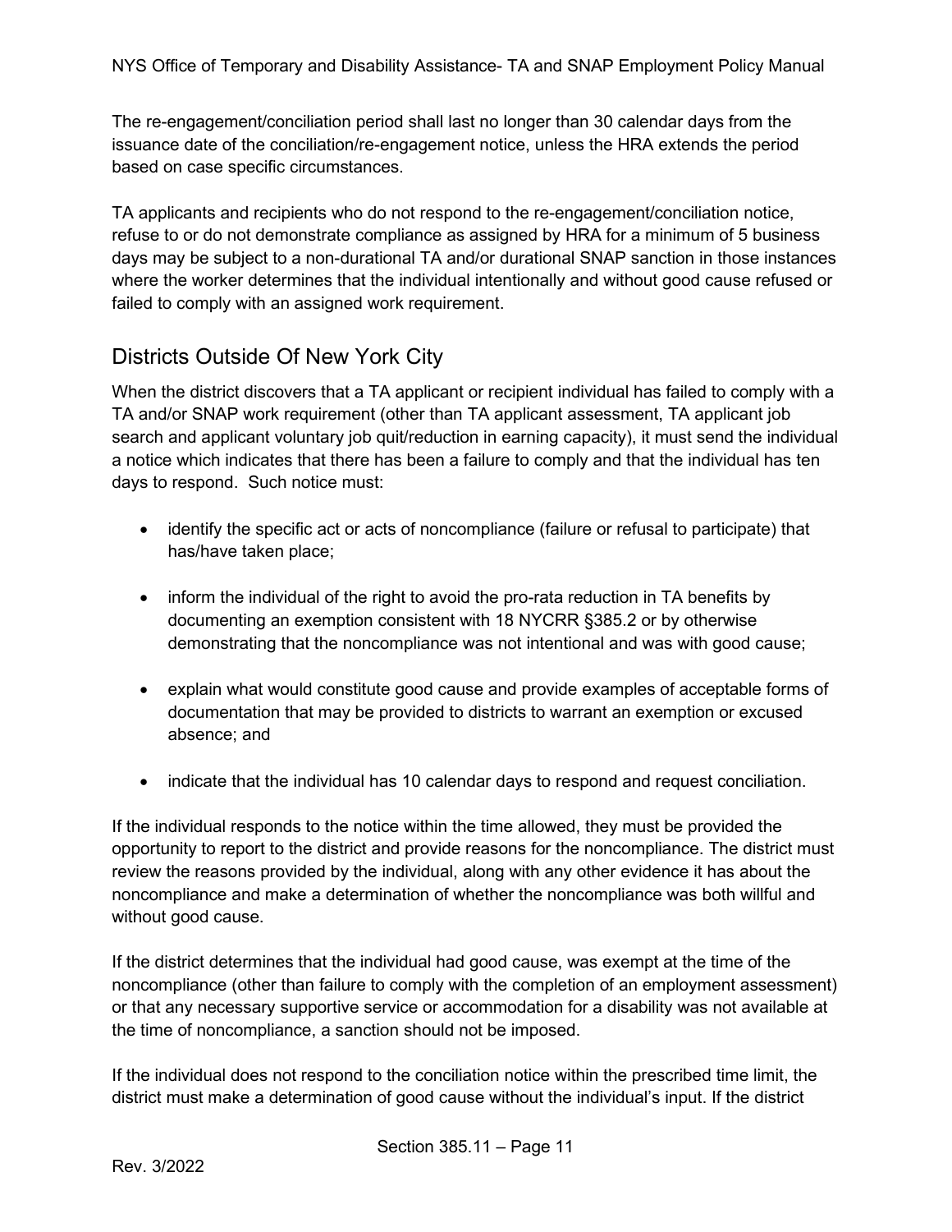The re-engagement/conciliation period shall last no longer than 30 calendar days from the issuance date of the conciliation/re-engagement notice, unless the HRA extends the period based on case specific circumstances.

TA applicants and recipients who do not respond to the re-engagement/conciliation notice, refuse to or do not demonstrate compliance as assigned by HRA for a minimum of 5 business days may be subject to a non-durational TA and/or durational SNAP sanction in those instances where the worker determines that the individual intentionally and without good cause refused or failed to comply with an assigned work requirement.

## Districts Outside Of New York City

When the district discovers that a TA applicant or recipient individual has failed to comply with a TA and/or SNAP work requirement (other than TA applicant assessment, TA applicant job search and applicant voluntary job quit/reduction in earning capacity), it must send the individual a notice which indicates that there has been a failure to comply and that the individual has ten days to respond. Such notice must:

- identify the specific act or acts of noncompliance (failure or refusal to participate) that has/have taken place;
- inform the individual of the right to avoid the pro-rata reduction in TA benefits by documenting an exemption consistent with 18 NYCRR §385.2 or by otherwise demonstrating that the noncompliance was not intentional and was with good cause;
- explain what would constitute good cause and provide examples of acceptable forms of documentation that may be provided to districts to warrant an exemption or excused absence; and
- indicate that the individual has 10 calendar days to respond and request conciliation.

If the individual responds to the notice within the time allowed, they must be provided the opportunity to report to the district and provide reasons for the noncompliance. The district must review the reasons provided by the individual, along with any other evidence it has about the noncompliance and make a determination of whether the noncompliance was both willful and without good cause.

If the district determines that the individual had good cause, was exempt at the time of the noncompliance (other than failure to comply with the completion of an employment assessment) or that any necessary supportive service or accommodation for a disability was not available at the time of noncompliance, a sanction should not be imposed.

If the individual does not respond to the conciliation notice within the prescribed time limit, the district must make a determination of good cause without the individual's input. If the district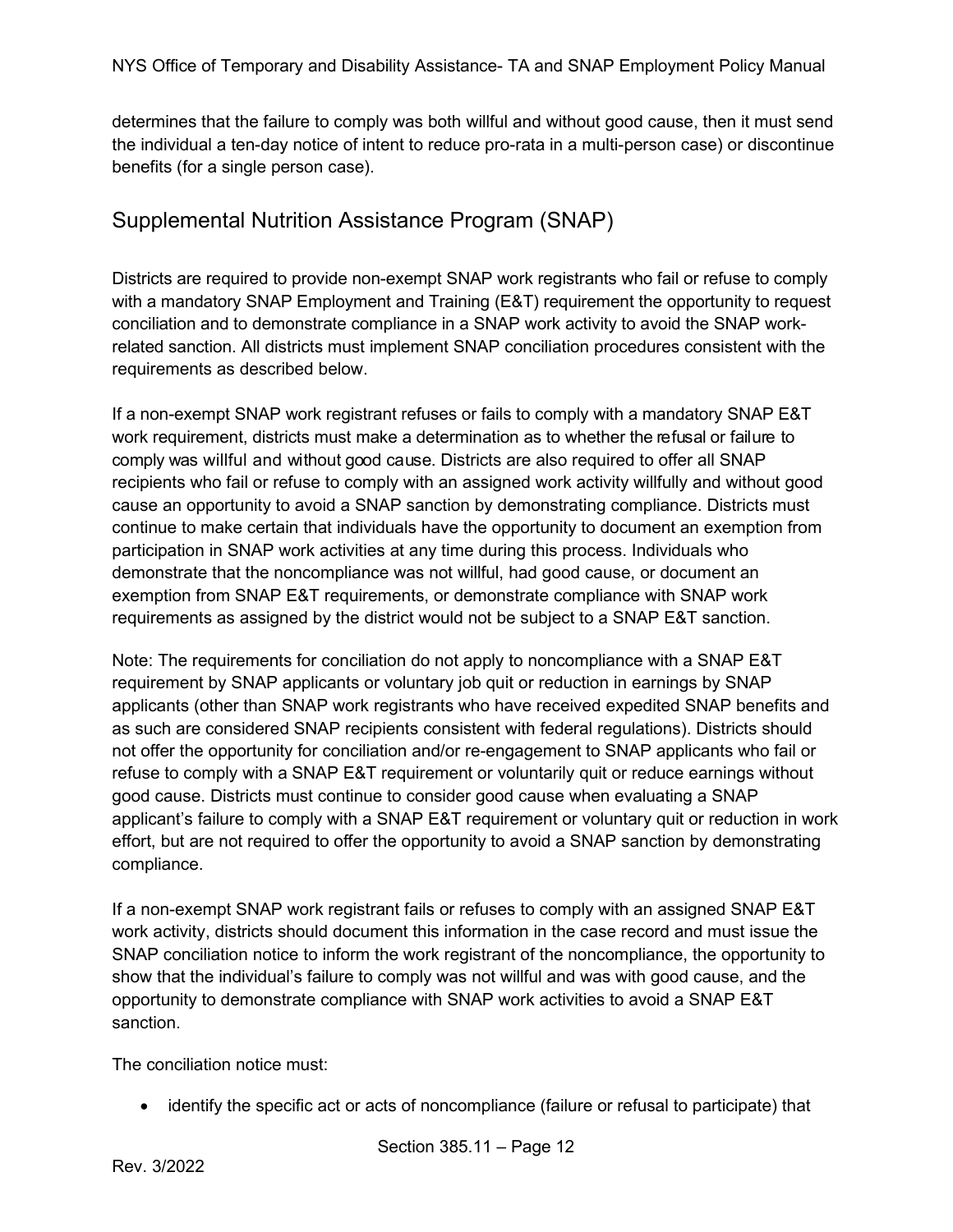determines that the failure to comply was both willful and without good cause, then it must send the individual a ten-day notice of intent to reduce pro-rata in a multi-person case) or discontinue benefits (for a single person case).

## Supplemental Nutrition Assistance Program (SNAP)

Districts are required to provide non-exempt SNAP work registrants who fail or refuse to comply with a mandatory SNAP Employment and Training (E&T) requirement the opportunity to request conciliation and to demonstrate compliance in a SNAP work activity to avoid the SNAP work-related sanction. All districts must implement SNAP conciliation procedures consistent with the requirements as described below.

If a non-exempt SNAP work registrant refuses or fails to comply with a mandatory SNAP E&T work requirement, districts must make a determination as to whether the refusal or failure to comply was willful and without good cause. Districts are also required to offer all SNAP recipients who fail or refuse to comply with an assigned work activity willfully and without good cause an opportunity to avoid a SNAP sanction by demonstrating compliance. Districts must continue to make certain that individuals have the opportunity to document an exemption from participation in SNAP work activities at any time during this process. Individuals who demonstrate that the noncompliance was not willful, had good cause, or document an exemption from SNAP E&T requirements, or demonstrate compliance with SNAP work requirements as assigned by the district would not be subject to a SNAP E&T sanction.

Note: The requirements for conciliation do not apply to noncompliance with a SNAP E&T requirement by SNAP applicants or voluntary job quit or reduction in earnings by SNAP applicants (other than SNAP work registrants who have received expedited SNAP benefits and as such are considered SNAP recipients consistent with federal regulations). Districts should not offer the opportunity for conciliation and/or re-engagement to SNAP applicants who fail or refuse to comply with a SNAP E&T requirement or voluntarily quit or reduce earnings without good cause. Districts must continue to consider good cause when evaluating a SNAP applicant's failure to comply with a SNAP E&T requirement or voluntary quit or reduction in work effort, but are not required to offer the opportunity to avoid a SNAP sanction by demonstrating compliance.

If a non-exempt SNAP work registrant fails or refuses to comply with an assigned SNAP E&T work activity, districts should document this information in the case record and must issue the SNAP conciliation notice to inform the work registrant of the noncompliance, the opportunity to show that the individual's failure to comply was not willful and was with good cause, and the opportunity to demonstrate compliance with SNAP work activities to avoid a SNAP E&T sanction.

The conciliation notice must:

- identify the specific act or acts of noncompliance (failure or refusal to participate) that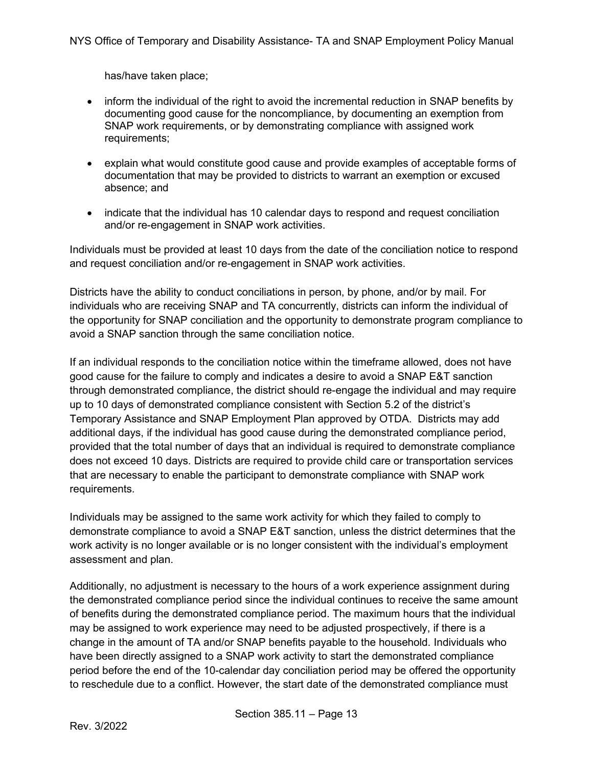has/have taken place;

- inform the individual of the right to avoid the incremental reduction in SNAP benefits by documenting good cause for the noncompliance, by documenting an exemption from SNAP work requirements, or by demonstrating compliance with assigned work requirements;
- explain what would constitute good cause and provide examples of acceptable forms of documentation that may be provided to districts to warrant an exemption or excused absence; and
- indicate that the individual has 10 calendar days to respond and request conciliation and/or re-engagement in SNAP work activities.

Individuals must be provided at least 10 days from the date of the conciliation notice to respond and request conciliation and/or re-engagement in SNAP work activities.

Districts have the ability to conduct conciliations in person, by phone, and/or by mail. For individuals who are receiving SNAP and TA concurrently, districts can inform the individual of the opportunity for SNAP conciliation and the opportunity to demonstrate program compliance to avoid a SNAP sanction through the same conciliation notice.

If an individual responds to the conciliation notice within the timeframe allowed, does not have good cause for the failure to comply and indicates a desire to avoid a SNAP E&T sanction through demonstrated compliance, the district should re-engage the individual and may require up to 10 days of demonstrated compliance consistent with Section 5.2 of the district's Temporary Assistance and SNAP Employment Plan approved by OTDA. Districts may add additional days, if the individual has good cause during the demonstrated compliance period, provided that the total number of days that an individual is required to demonstrate compliance does not exceed 10 days. Districts are required to provide child care or transportation services that are necessary to enable the participant to demonstrate compliance with SNAP work requirements.

Individuals may be assigned to the same work activity for which they failed to comply to demonstrate compliance to avoid a SNAP E&T sanction, unless the district determines that the work activity is no longer available or is no longer consistent with the individual's employment assessment and plan.

Additionally, no adjustment is necessary to the hours of a work experience assignment during the demonstrated compliance period since the individual continues to receive the same amount of benefits during the demonstrated compliance period. The maximum hours that the individual may be assigned to work experience may need to be adjusted prospectively, if there is a change in the amount of TA and/or SNAP benefits payable to the household. Individuals who have been directly assigned to a SNAP work activity to start the demonstrated compliance period before the end of the 10-calendar day conciliation period may be offered the opportunity to reschedule due to a conflict. However, the start date of the demonstrated compliance must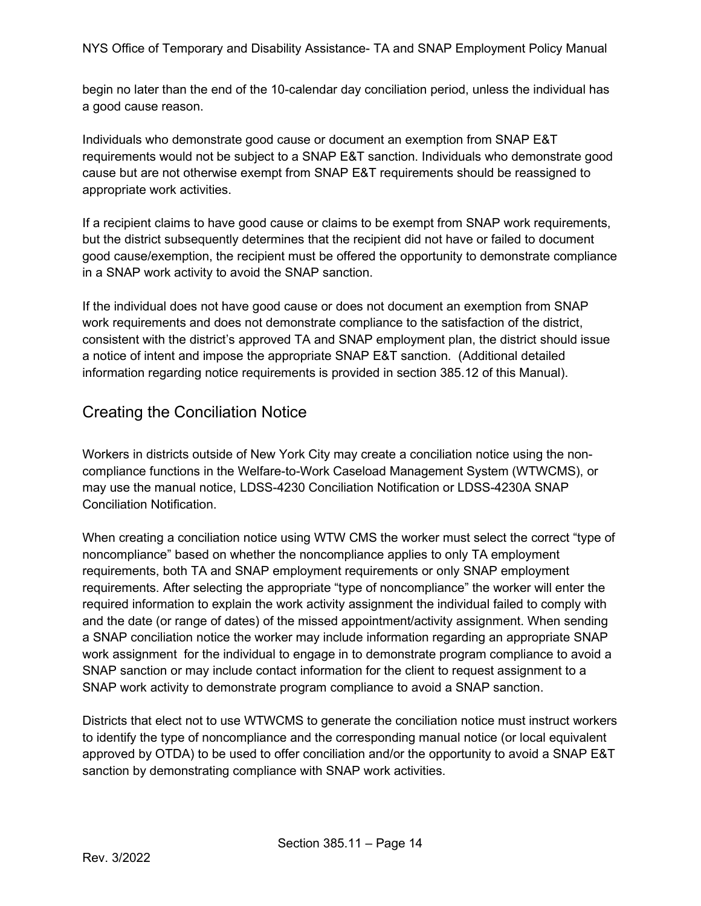begin no later than the end of the 10-calendar day conciliation period, unless the individual has a good cause reason.

Individuals who demonstrate good cause or document an exemption from SNAP E&T requirements would not be subject to a SNAP E&T sanction. Individuals who demonstrate good cause but are not otherwise exempt from SNAP E&T requirements should be reassigned to appropriate work activities.

If a recipient claims to have good cause or claims to be exempt from SNAP work requirements, but the district subsequently determines that the recipient did not have or failed to document good cause/exemption, the recipient must be offered the opportunity to demonstrate compliance in a SNAP work activity to avoid the SNAP sanction.

If the individual does not have good cause or does not document an exemption from SNAP work requirements and does not demonstrate compliance to the satisfaction of the district, consistent with the district's approved TA and SNAP employment plan, the district should issue a notice of intent and impose the appropriate SNAP E&T sanction. (Additional detailed information regarding notice requirements is provided in section 385.12 of this Manual).

## Creating the Conciliation Notice

Workers in districts outside of New York City may create a conciliation notice using the non-compliance functions in the Welfare-to-Work Caseload Management System (WTWCMS), or may use the manual notice, LDSS-4230 Conciliation Notification or LDSS-4230A SNAP Conciliation Notification.

When creating a conciliation notice using WTW CMS the worker must select the correct "type of noncompliance" based on whether the noncompliance applies to only TA employment requirements, both TA and SNAP employment requirements or only SNAP employment requirements. After selecting the appropriate "type of noncompliance" the worker will enter the required information to explain the work activity assignment the individual failed to comply with and the date (or range of dates) of the missed appointment/activity assignment. When sending a SNAP conciliation notice the worker may include information regarding an appropriate SNAP work assignment for the individual to engage in to demonstrate program compliance to avoid a SNAP sanction or may include contact information for the client to request assignment to a SNAP work activity to demonstrate program compliance to avoid a SNAP sanction.

Districts that elect not to use WTWCMS to generate the conciliation notice must instruct workers to identify the type of noncompliance and the corresponding manual notice (or local equivalent approved by OTDA) to be used to offer conciliation and/or the opportunity to avoid a SNAP E&T sanction by demonstrating compliance with SNAP work activities.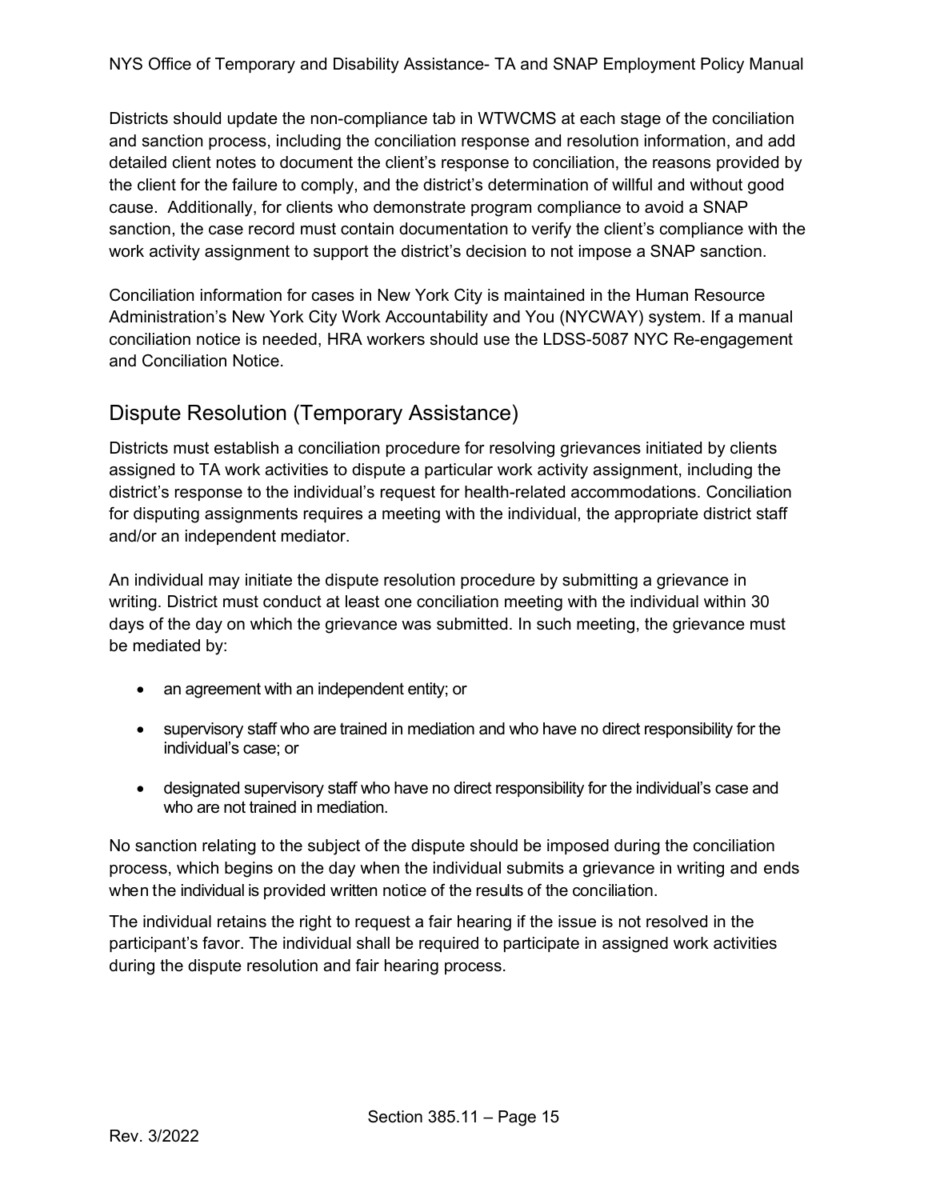Districts should update the non-compliance tab in WTWCMS at each stage of the conciliation and sanction process, including the conciliation response and resolution information, and add detailed client notes to document the client's response to conciliation, the reasons provided by the client for the failure to comply, and the district's determination of willful and without good cause. Additionally, for clients who demonstrate program compliance to avoid a SNAP sanction, the case record must contain documentation to verify the client's compliance with the work activity assignment to support the district's decision to not impose a SNAP sanction.

Conciliation information for cases in New York City is maintained in the Human Resource Administration's New York City Work Accountability and You (NYCWAY) system. If a manual conciliation notice is needed, HRA workers should use the LDSS-5087 NYC Re-engagement and Conciliation Notice.

## Dispute Resolution (Temporary Assistance)

Districts must establish a conciliation procedure for resolving grievances initiated by clients assigned to TA work activities to dispute a particular work activity assignment, including the district's response to the individual's request for health-related accommodations. Conciliation for disputing assignments requires a meeting with the individual, the appropriate district staff and/or an independent mediator.

An individual may initiate the dispute resolution procedure by submitting a grievance in writing. District must conduct at least one conciliation meeting with the individual within 30 days of the day on which the grievance was submitted. In such meeting, the grievance must be mediated by:

- an agreement with an independent entity; or
- supervisory staff who are trained in mediation and who have no direct responsibility for the individual's case; or
- designated supervisory staff who have no direct responsibility for the individual's case and who are not trained in mediation.

No sanction relating to the subject of the dispute should be imposed during the conciliation process, which begins on the day when the individual submits a grievance in writing and ends when the individual is provided written notice of the results of the conciliation.

The individual retains the right to request a fair hearing if the issue is not resolved in the participant's favor. The individual shall be required to participate in assigned work activities during the dispute resolution and fair hearing process.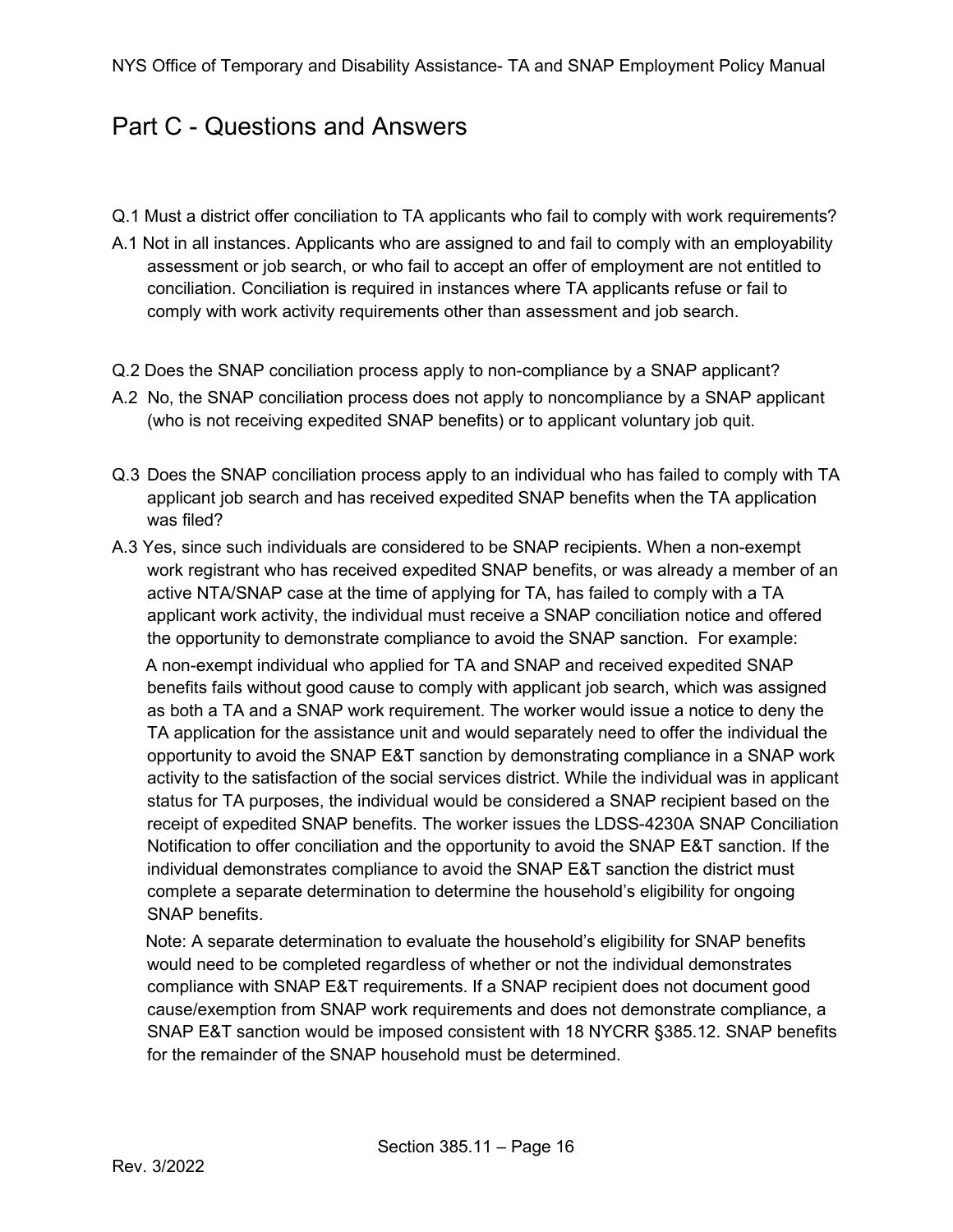# Part C - Questions and Answers

Q.1 Must a district offer conciliation to TA applicants who fail to comply with work requirements?

A.1 Not in all instances. Applicants who are assigned to and fail to comply with an employability assessment or job search, or who fail to accept an offer of employment are not entitled to conciliation. Conciliation is required in instances where TA applicants refuse or fail to comply with work activity requirements other than assessment and job search.

Q.2 Does the SNAP conciliation process apply to non-compliance by a SNAP applicant?

A.2 No, the SNAP conciliation process does not apply to noncompliance by a SNAP applicant (who is not receiving expedited SNAP benefits) or to applicant voluntary job quit.

Q.3 Does the SNAP conciliation process apply to an individual who has failed to comply with TA applicant job search and has received expedited SNAP benefits when the TA application was filed?

A.3 Yes, since such individuals are considered to be SNAP recipients. When a non-exempt work registrant who has received expedited SNAP benefits, or was already a member of an active NTA/SNAP case at the time of applying for TA, has failed to comply with a TA applicant work activity, the individual must receive a SNAP conciliation notice and offered the opportunity to demonstrate compliance to avoid the SNAP sanction. For example:

A non-exempt individual who applied for TA and SNAP and received expedited SNAP benefits fails without good cause to comply with applicant job search, which was assigned as both a TA and a SNAP work requirement. The worker would issue a notice to deny the TA application for the assistance unit and would separately need to offer the individual the opportunity to avoid the SNAP E&T sanction by demonstrating compliance in a SNAP work activity to the satisfaction of the social services district. While the individual was in applicant status for TA purposes, the individual would be considered a SNAP recipient based on the receipt of expedited SNAP benefits. The worker issues the LDSS-4230A SNAP Conciliation Notification to offer conciliation and the opportunity to avoid the SNAP E&T sanction. If the individual demonstrates compliance to avoid the SNAP E&T sanction the district must complete a separate determination to determine the household's eligibility for ongoing SNAP benefits.

Note: A separate determination to evaluate the household's eligibility for SNAP benefits would need to be completed regardless of whether or not the individual demonstrates compliance with SNAP E&T requirements. If a SNAP recipient does not document good cause/exemption from SNAP work requirements and does not demonstrate compliance, a SNAP E&T sanction would be imposed consistent with 18 NYCRR §385.12. SNAP benefits for the remainder of the SNAP household must be determined.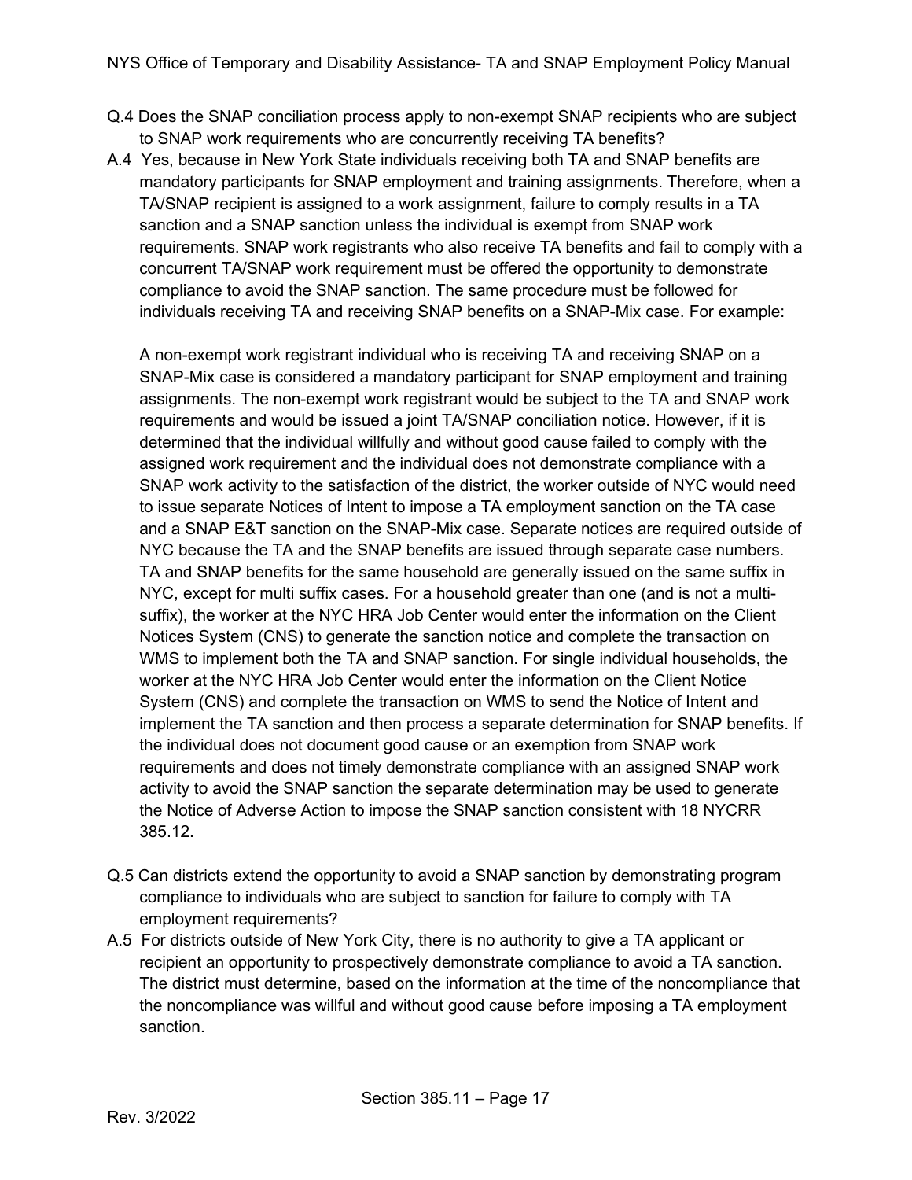Q.4 Does the SNAP conciliation process apply to non-exempt SNAP recipients who are subject to SNAP work requirements who are concurrently receiving TA benefits?

A.4 Yes, because in New York State individuals receiving both TA and SNAP benefits are mandatory participants for SNAP employment and training assignments. Therefore, when a TA/SNAP recipient is assigned to a work assignment, failure to comply results in a TA sanction and a SNAP sanction unless the individual is exempt from SNAP work requirements. SNAP work registrants who also receive TA benefits and fail to comply with a concurrent TA/SNAP work requirement must be offered the opportunity to demonstrate compliance to avoid the SNAP sanction. The same procedure must be followed for individuals receiving TA and receiving SNAP benefits on a SNAP-Mix case. For example:

A non-exempt work registrant individual who is receiving TA and receiving SNAP on a SNAP-Mix case is considered a mandatory participant for SNAP employment and training assignments. The non-exempt work registrant would be subject to the TA and SNAP work requirements and would be issued a joint TA/SNAP conciliation notice. However, if it is determined that the individual willfully and without good cause failed to comply with the assigned work requirement and the individual does not demonstrate compliance with a SNAP work activity to the satisfaction of the district, the worker outside of NYC would need to issue separate Notices of Intent to impose a TA employment sanction on the TA case and a SNAP E&T sanction on the SNAP-Mix case. Separate notices are required outside of NYC because the TA and the SNAP benefits are issued through separate case numbers. TA and SNAP benefits for the same household are generally issued on the same suffix in NYC, except for multi suffix cases. For a household greater than one (and is not a multi-suffix), the worker at the NYC HRA Job Center would enter the information on the Client Notices System (CNS) to generate the sanction notice and complete the transaction on WMS to implement both the TA and SNAP sanction. For single individual households, the worker at the NYC HRA Job Center would enter the information on the Client Notice System (CNS) and complete the transaction on WMS to send the Notice of Intent and implement the TA sanction and then process a separate determination for SNAP benefits. If the individual does not document good cause or an exemption from SNAP work requirements and does not timely demonstrate compliance with an assigned SNAP work activity to avoid the SNAP sanction the separate determination may be used to generate the Notice of Adverse Action to impose the SNAP sanction consistent with 18 NYCRR 385.12.

Q.5 Can districts extend the opportunity to avoid a SNAP sanction by demonstrating program compliance to individuals who are subject to sanction for failure to comply with TA employment requirements?

A.5 For districts outside of New York City, there is no authority to give a TA applicant or recipient an opportunity to prospectively demonstrate compliance to avoid a TA sanction. The district must determine, based on the information at the time of the noncompliance that the noncompliance was willful and without good cause before imposing a TA employment sanction.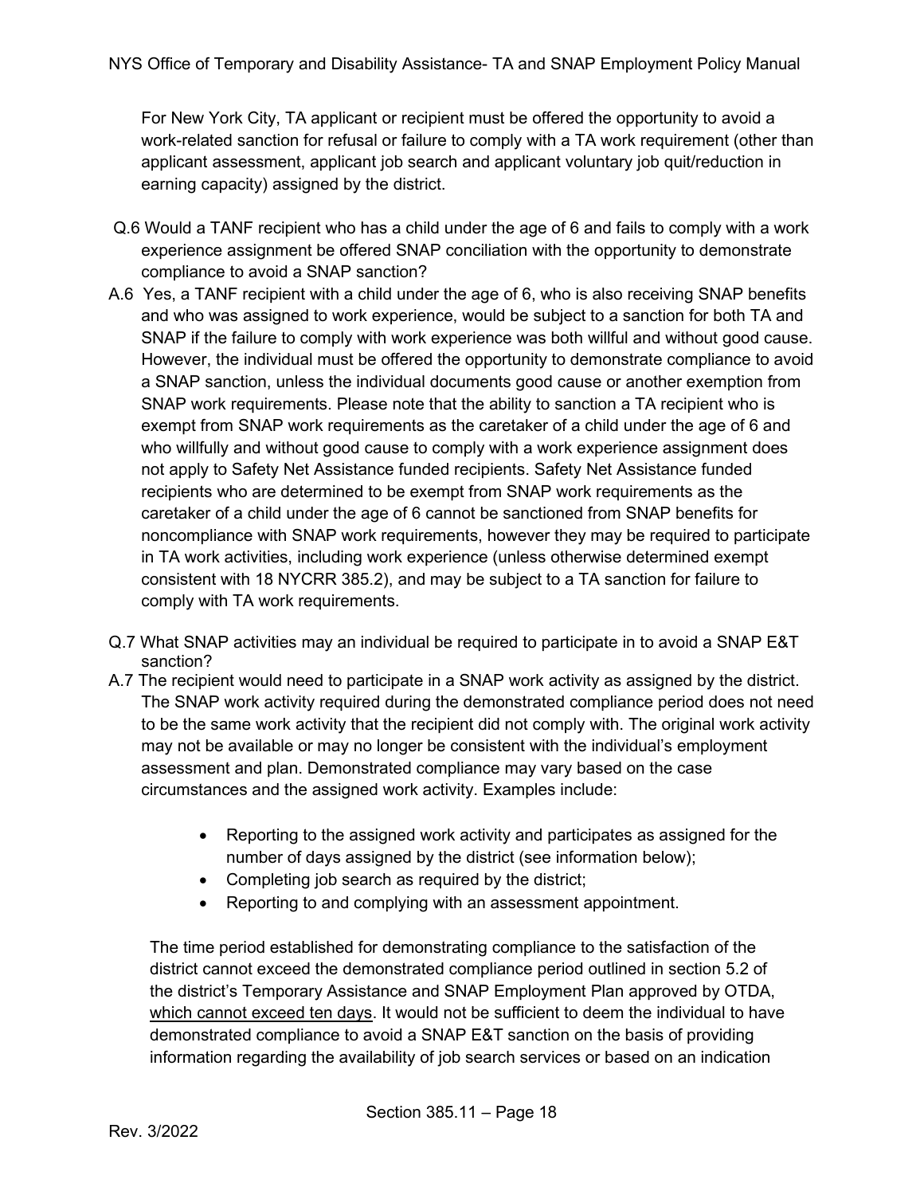For New York City, TA applicant or recipient must be offered the opportunity to avoid a work-related sanction for refusal or failure to comply with a TA work requirement (other than applicant assessment, applicant job search and applicant voluntary job quit/reduction in earning capacity) assigned by the district.

Q.6 Would a TANF recipient who has a child under the age of 6 and fails to comply with a work experience assignment be offered SNAP conciliation with the opportunity to demonstrate compliance to avoid a SNAP sanction?

A.6 Yes, a TANF recipient with a child under the age of 6, who is also receiving SNAP benefits and who was assigned to work experience, would be subject to a sanction for both TA and SNAP if the failure to comply with work experience was both willful and without good cause. However, the individual must be offered the opportunity to demonstrate compliance to avoid a SNAP sanction, unless the individual documents good cause or another exemption from SNAP work requirements. Please note that the ability to sanction a TA recipient who is exempt from SNAP work requirements as the caretaker of a child under the age of 6 and who willfully and without good cause to comply with a work experience assignment does not apply to Safety Net Assistance funded recipients. Safety Net Assistance funded recipients who are determined to be exempt from SNAP work requirements as the caretaker of a child under the age of 6 cannot be sanctioned from SNAP benefits for noncompliance with SNAP work requirements, however they may be required to participate in TA work activities, including work experience (unless otherwise determined exempt consistent with 18 NYCRR 385.2), and may be subject to a TA sanction for failure to comply with TA work requirements.

Q.7 What SNAP activities may an individual be required to participate in to avoid a SNAP E&T sanction?

A.7 The recipient would need to participate in a SNAP work activity as assigned by the district. The SNAP work activity required during the demonstrated compliance period does not need to be the same work activity that the recipient did not comply with. The original work activity may not be available or may no longer be consistent with the individual's employment assessment and plan. Demonstrated compliance may vary based on the case circumstances and the assigned work activity. Examples include:

- Reporting to the assigned work activity and participates as assigned for the number of days assigned by the district (see information below);
- Completing job search as required by the district;
- Reporting to and complying with an assessment appointment.

The time period established for demonstrating compliance to the satisfaction of the district cannot exceed the demonstrated compliance period outlined in section 5.2 of the district's Temporary Assistance and SNAP Employment Plan approved by OTDA, <u>which cannot exceed ten days</u>. It would not be sufficient to deem the individual to have demonstrated compliance to avoid a SNAP E&T sanction on the basis of providing information regarding the availability of job search services or based on an indication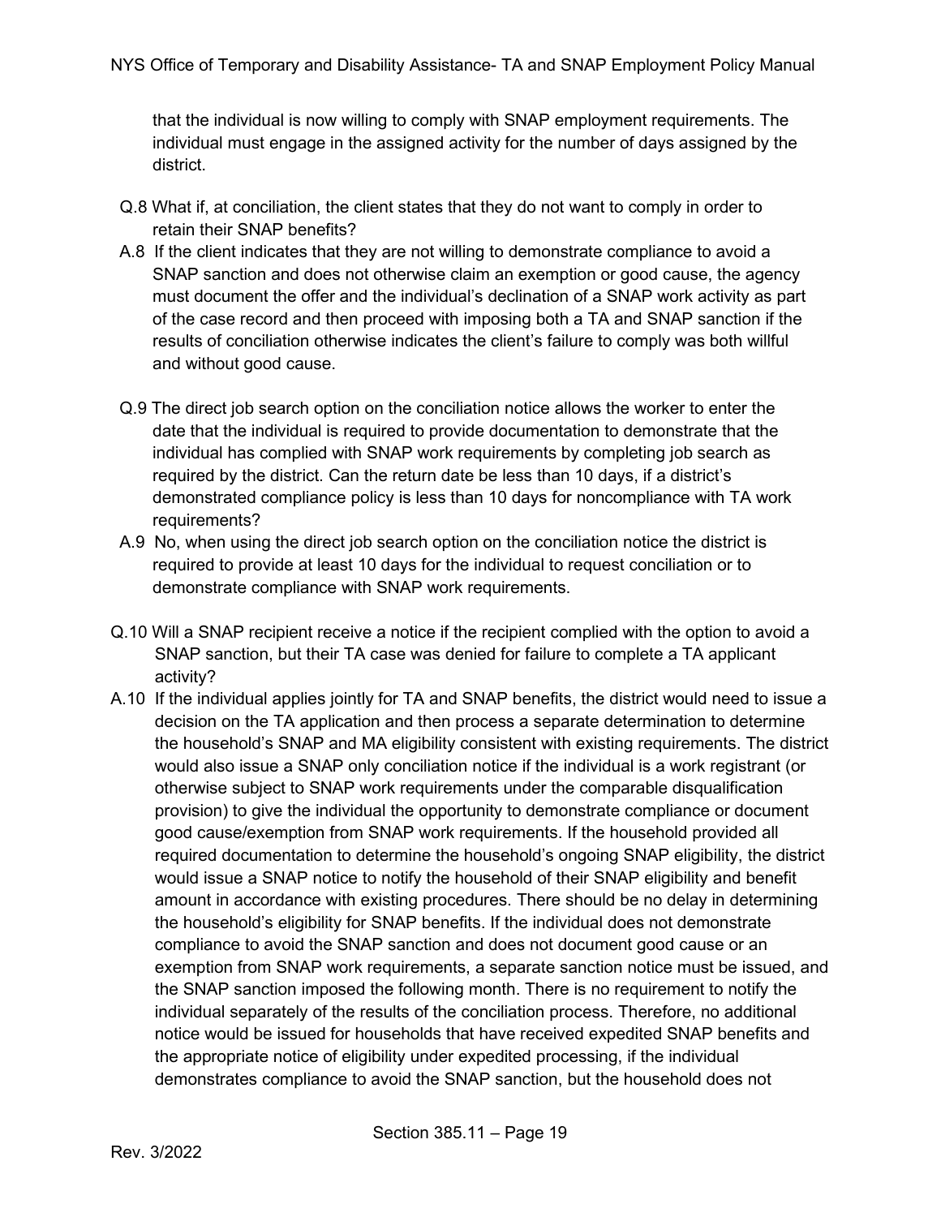that the individual is now willing to comply with SNAP employment requirements. The individual must engage in the assigned activity for the number of days assigned by the district.

Q.8 What if, at conciliation, the client states that they do not want to comply in order to retain their SNAP benefits?

A.8 If the client indicates that they are not willing to demonstrate compliance to avoid a SNAP sanction and does not otherwise claim an exemption or good cause, the agency must document the offer and the individual's declination of a SNAP work activity as part of the case record and then proceed with imposing both a TA and SNAP sanction if the results of conciliation otherwise indicates the client's failure to comply was both willful and without good cause.

Q.9 The direct job search option on the conciliation notice allows the worker to enter the date that the individual is required to provide documentation to demonstrate that the individual has complied with SNAP work requirements by completing job search as required by the district. Can the return date be less than 10 days, if a district's demonstrated compliance policy is less than 10 days for noncompliance with TA work requirements?

A.9 No, when using the direct job search option on the conciliation notice the district is required to provide at least 10 days for the individual to request conciliation or to demonstrate compliance with SNAP work requirements.

Q.10 Will a SNAP recipient receive a notice if the recipient complied with the option to avoid a SNAP sanction, but their TA case was denied for failure to complete a TA applicant activity?

A.10 If the individual applies jointly for TA and SNAP benefits, the district would need to issue a decision on the TA application and then process a separate determination to determine the household's SNAP and MA eligibility consistent with existing requirements. The district would also issue a SNAP only conciliation notice if the individual is a work registrant (or otherwise subject to SNAP work requirements under the comparable disqualification provision) to give the individual the opportunity to demonstrate compliance or document good cause/exemption from SNAP work requirements. If the household provided all required documentation to determine the household's ongoing SNAP eligibility, the district would issue a SNAP notice to notify the household of their SNAP eligibility and benefit amount in accordance with existing procedures. There should be no delay in determining the household's eligibility for SNAP benefits. If the individual does not demonstrate compliance to avoid the SNAP sanction and does not document good cause or an exemption from SNAP work requirements, a separate sanction notice must be issued, and the SNAP sanction imposed the following month. There is no requirement to notify the individual separately of the results of the conciliation process. Therefore, no additional notice would be issued for households that have received expedited SNAP benefits and the appropriate notice of eligibility under expedited processing, if the individual demonstrates compliance to avoid the SNAP sanction, but the household does not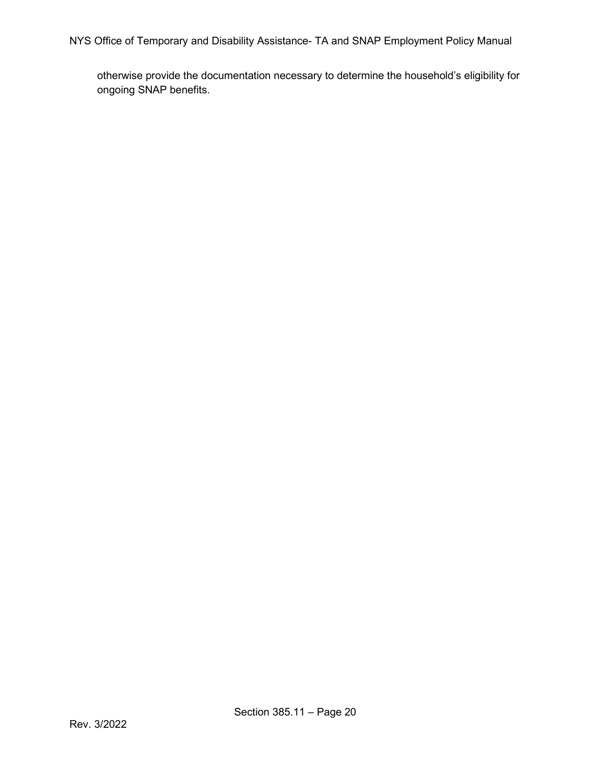otherwise provide the documentation necessary to determine the household's eligibility for ongoing SNAP benefits.